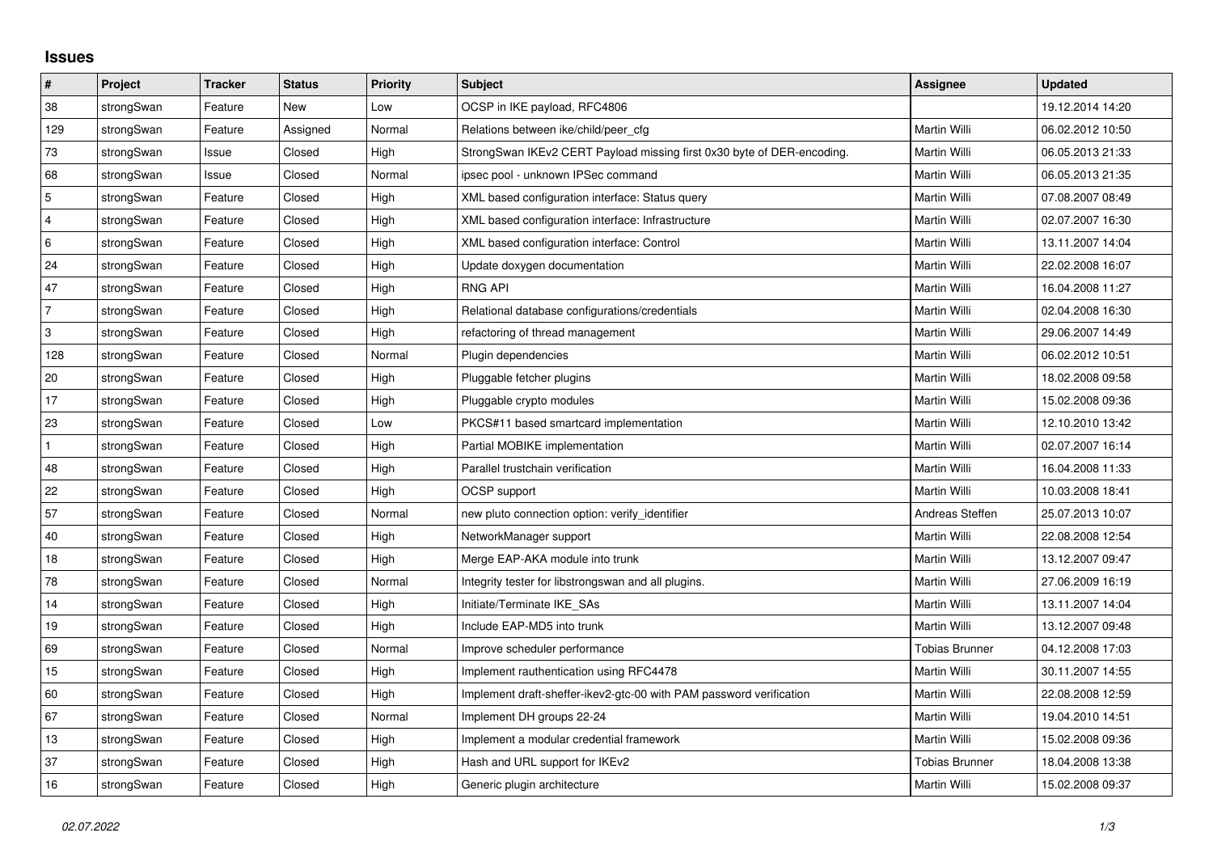# Issues

| # | Project | Tracker | Status | Priority | Subject | Assignee | Updated |
|---|---|---|---|---|---|---|---|
| 38 | strongSwan | Feature | New | Low | OCSP in IKE payload, RFC4806 | | 19.12.2014 14:20 |
| 129 | strongSwan | Feature | Assigned | Normal | Relations between ike/child/peer_cfg | Martin Willi | 06.02.2012 10:50 |
| 73 | strongSwan | Issue | Closed | High | StrongSwan IKEv2 CERT Payload missing first 0x30 byte of DER-encoding. | Martin Willi | 06.05.2013 21:33 |
| 68 | strongSwan | Issue | Closed | Normal | ipsec pool - unknown IPSec command | Martin Willi | 06.05.2013 21:35 |
| 5 | strongSwan | Feature | Closed | High | XML based configuration interface: Status query | Martin Willi | 07.08.2007 08:49 |
| 4 | strongSwan | Feature | Closed | High | XML based configuration interface: Infrastructure | Martin Willi | 02.07.2007 16:30 |
| 6 | strongSwan | Feature | Closed | High | XML based configuration interface: Control | Martin Willi | 13.11.2007 14:04 |
| 24 | strongSwan | Feature | Closed | High | Update doxygen documentation | Martin Willi | 22.02.2008 16:07 |
| 47 | strongSwan | Feature | Closed | High | RNG API | Martin Willi | 16.04.2008 11:27 |
| 7 | strongSwan | Feature | Closed | High | Relational database configurations/credentials | Martin Willi | 02.04.2008 16:30 |
| 3 | strongSwan | Feature | Closed | High | refactoring of thread management | Martin Willi | 29.06.2007 14:49 |
| 128 | strongSwan | Feature | Closed | Normal | Plugin dependencies | Martin Willi | 06.02.2012 10:51 |
| 20 | strongSwan | Feature | Closed | High | Pluggable fetcher plugins | Martin Willi | 18.02.2008 09:58 |
| 17 | strongSwan | Feature | Closed | High | Pluggable crypto modules | Martin Willi | 15.02.2008 09:36 |
| 23 | strongSwan | Feature | Closed | Low | PKCS#11 based smartcard implementation | Martin Willi | 12.10.2010 13:42 |
| 1 | strongSwan | Feature | Closed | High | Partial MOBIKE implementation | Martin Willi | 02.07.2007 16:14 |
| 48 | strongSwan | Feature | Closed | High | Parallel trustchain verification | Martin Willi | 16.04.2008 11:33 |
| 22 | strongSwan | Feature | Closed | High | OCSP support | Martin Willi | 10.03.2008 18:41 |
| 57 | strongSwan | Feature | Closed | Normal | new pluto connection option: verify_identifier | Andreas Steffen | 25.07.2013 10:07 |
| 40 | strongSwan | Feature | Closed | High | NetworkManager support | Martin Willi | 22.08.2008 12:54 |
| 18 | strongSwan | Feature | Closed | High | Merge EAP-AKA module into trunk | Martin Willi | 13.12.2007 09:47 |
| 78 | strongSwan | Feature | Closed | Normal | Integrity tester for libstrongswan and all plugins. | Martin Willi | 27.06.2009 16:19 |
| 14 | strongSwan | Feature | Closed | High | Initiate/Terminate IKE_SAs | Martin Willi | 13.11.2007 14:04 |
| 19 | strongSwan | Feature | Closed | High | Include EAP-MD5 into trunk | Martin Willi | 13.12.2007 09:48 |
| 69 | strongSwan | Feature | Closed | Normal | Improve scheduler performance | Tobias Brunner | 04.12.2008 17:03 |
| 15 | strongSwan | Feature | Closed | High | Implement rauthentication using RFC4478 | Martin Willi | 30.11.2007 14:55 |
| 60 | strongSwan | Feature | Closed | High | Implement draft-sheffer-ikev2-gtc-00 with PAM password verification | Martin Willi | 22.08.2008 12:59 |
| 67 | strongSwan | Feature | Closed | Normal | Implement DH groups 22-24 | Martin Willi | 19.04.2010 14:51 |
| 13 | strongSwan | Feature | Closed | High | Implement a modular credential framework | Martin Willi | 15.02.2008 09:36 |
| 37 | strongSwan | Feature | Closed | High | Hash and URL support for IKEv2 | Tobias Brunner | 18.04.2008 13:38 |
| 16 | strongSwan | Feature | Closed | High | Generic plugin architecture | Martin Willi | 15.02.2008 09:37 |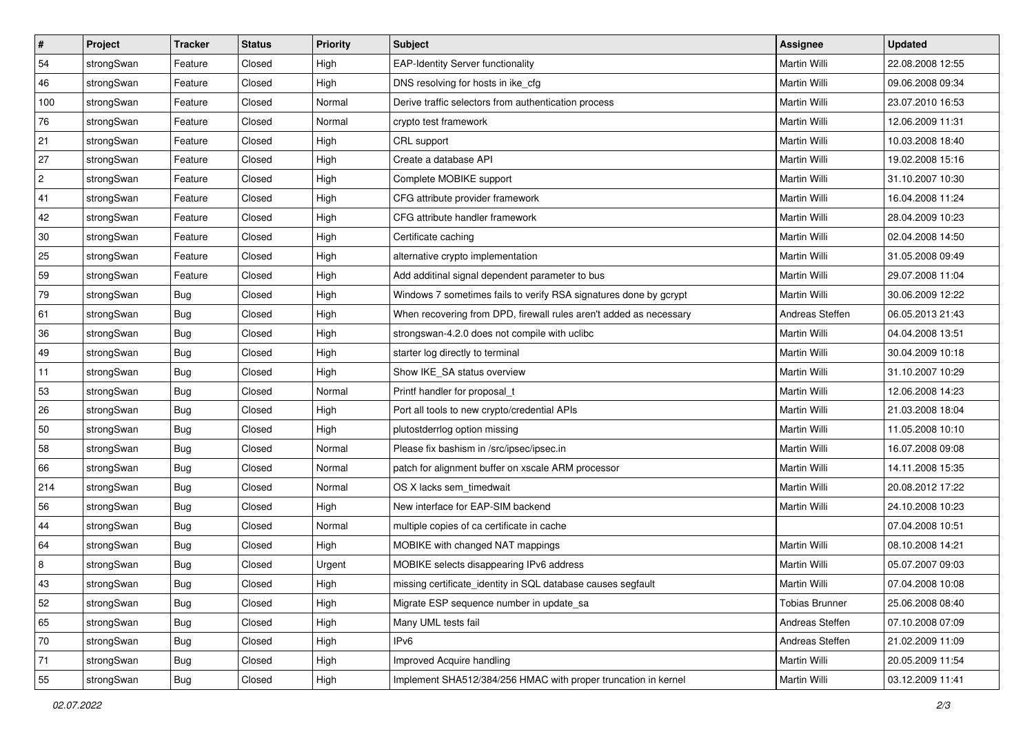| # | Project | Tracker | Status | Priority | Subject | Assignee | Updated |
|---|---|---|---|---|---|---|---|
| 54 | strongSwan | Feature | Closed | High | EAP-Identity Server functionality | Martin Willi | 22.08.2008 12:55 |
| 46 | strongSwan | Feature | Closed | High | DNS resolving for hosts in ike_cfg | Martin Willi | 09.06.2008 09:34 |
| 100 | strongSwan | Feature | Closed | Normal | Derive traffic selectors from authentication process | Martin Willi | 23.07.2010 16:53 |
| 76 | strongSwan | Feature | Closed | Normal | crypto test framework | Martin Willi | 12.06.2009 11:31 |
| 21 | strongSwan | Feature | Closed | High | CRL support | Martin Willi | 10.03.2008 18:40 |
| 27 | strongSwan | Feature | Closed | High | Create a database API | Martin Willi | 19.02.2008 15:16 |
| 2 | strongSwan | Feature | Closed | High | Complete MOBIKE support | Martin Willi | 31.10.2007 10:30 |
| 41 | strongSwan | Feature | Closed | High | CFG attribute provider framework | Martin Willi | 16.04.2008 11:24 |
| 42 | strongSwan | Feature | Closed | High | CFG attribute handler framework | Martin Willi | 28.04.2009 10:23 |
| 30 | strongSwan | Feature | Closed | High | Certificate caching | Martin Willi | 02.04.2008 14:50 |
| 25 | strongSwan | Feature | Closed | High | alternative crypto implementation | Martin Willi | 31.05.2008 09:49 |
| 59 | strongSwan | Feature | Closed | High | Add additinal signal dependent parameter to bus | Martin Willi | 29.07.2008 11:04 |
| 79 | strongSwan | Bug | Closed | High | Windows 7 sometimes fails to verify RSA signatures done by gcrypt | Martin Willi | 30.06.2009 12:22 |
| 61 | strongSwan | Bug | Closed | High | When recovering from DPD, firewall rules aren't added as necessary | Andreas Steffen | 06.05.2013 21:43 |
| 36 | strongSwan | Bug | Closed | High | strongswan-4.2.0 does not compile with uclibc | Martin Willi | 04.04.2008 13:51 |
| 49 | strongSwan | Bug | Closed | High | starter log directly to terminal | Martin Willi | 30.04.2009 10:18 |
| 11 | strongSwan | Bug | Closed | High | Show IKE_SA status overview | Martin Willi | 31.10.2007 10:29 |
| 53 | strongSwan | Bug | Closed | Normal | Printf handler for proposal_t | Martin Willi | 12.06.2008 14:23 |
| 26 | strongSwan | Bug | Closed | High | Port all tools to new crypto/credential APIs | Martin Willi | 21.03.2008 18:04 |
| 50 | strongSwan | Bug | Closed | High | plutostderrlog option missing | Martin Willi | 11.05.2008 10:10 |
| 58 | strongSwan | Bug | Closed | Normal | Please fix bashism in /src/ipsec/ipsec.in | Martin Willi | 16.07.2008 09:08 |
| 66 | strongSwan | Bug | Closed | Normal | patch for alignment buffer on xscale ARM processor | Martin Willi | 14.11.2008 15:35 |
| 214 | strongSwan | Bug | Closed | Normal | OS X lacks sem_timedwait | Martin Willi | 20.08.2012 17:22 |
| 56 | strongSwan | Bug | Closed | High | New interface for EAP-SIM backend | Martin Willi | 24.10.2008 10:23 |
| 44 | strongSwan | Bug | Closed | Normal | multiple copies of ca certificate in cache | | 07.04.2008 10:51 |
| 64 | strongSwan | Bug | Closed | High | MOBIKE with changed NAT mappings | Martin Willi | 08.10.2008 14:21 |
| 8 | strongSwan | Bug | Closed | Urgent | MOBIKE selects disappearing IPv6 address | Martin Willi | 05.07.2007 09:03 |
| 43 | strongSwan | Bug | Closed | High | missing certificate_identity in SQL database causes segfault | Martin Willi | 07.04.2008 10:08 |
| 52 | strongSwan | Bug | Closed | High | Migrate ESP sequence number in update_sa | Tobias Brunner | 25.06.2008 08:40 |
| 65 | strongSwan | Bug | Closed | High | Many UML tests fail | Andreas Steffen | 07.10.2008 07:09 |
| 70 | strongSwan | Bug | Closed | High | IPv6 | Andreas Steffen | 21.02.2009 11:09 |
| 71 | strongSwan | Bug | Closed | High | Improved Acquire handling | Martin Willi | 20.05.2009 11:54 |
| 55 | strongSwan | Bug | Closed | High | Implement SHA512/384/256 HMAC with proper truncation in kernel | Martin Willi | 03.12.2009 11:41 |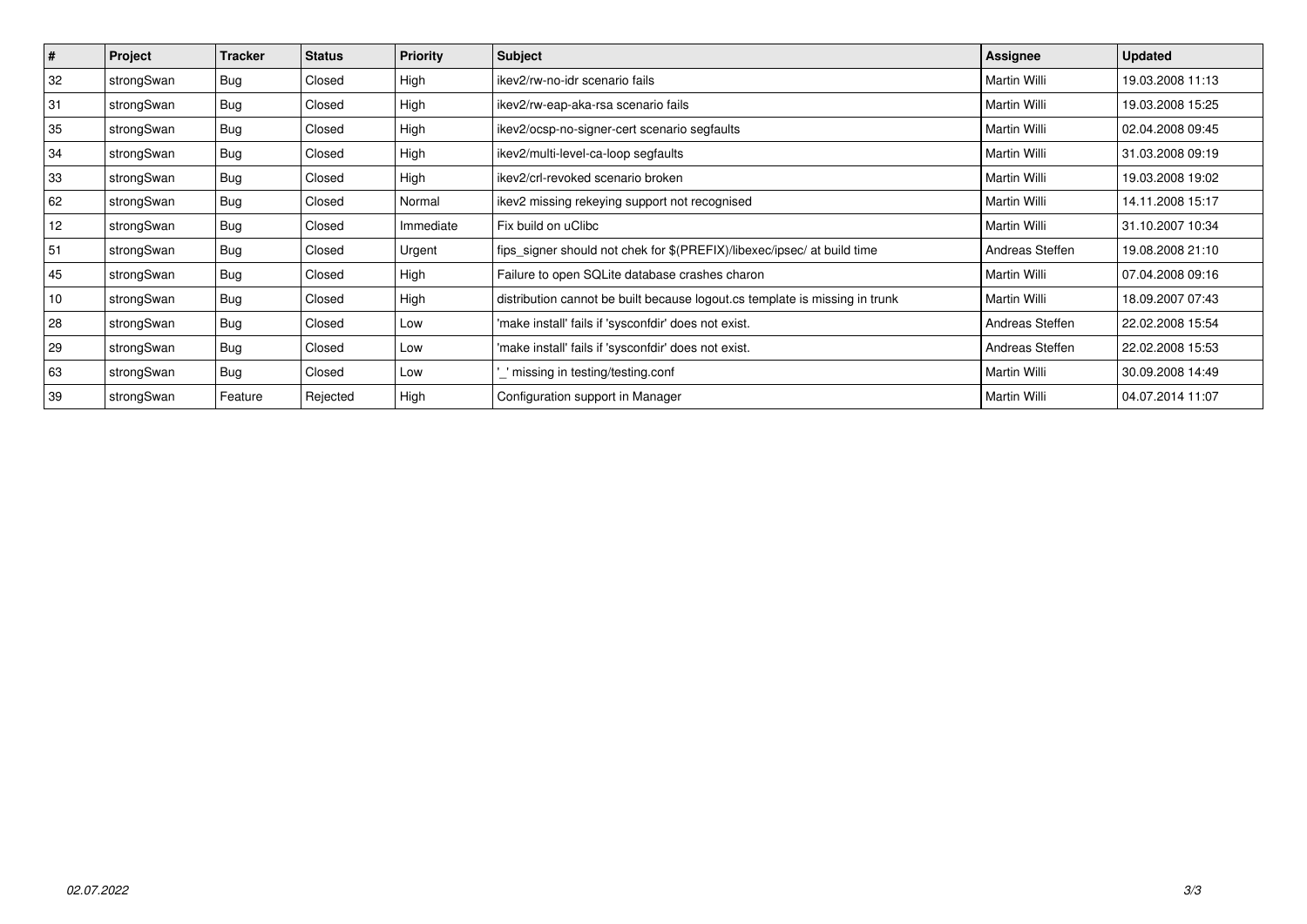| # | Project | Tracker | Status | Priority | Subject | Assignee | Updated |
|---|---|---|---|---|---|---|---|
| 32 | strongSwan | Bug | Closed | High | ikev2/rw-no-idr scenario fails | Martin Willi | 19.03.2008 11:13 |
| 31 | strongSwan | Bug | Closed | High | ikev2/rw-eap-aka-rsa scenario fails | Martin Willi | 19.03.2008 15:25 |
| 35 | strongSwan | Bug | Closed | High | ikev2/ocsp-no-signer-cert scenario segfaults | Martin Willi | 02.04.2008 09:45 |
| 34 | strongSwan | Bug | Closed | High | ikev2/multi-level-ca-loop segfaults | Martin Willi | 31.03.2008 09:19 |
| 33 | strongSwan | Bug | Closed | High | ikev2/crl-revoked scenario broken | Martin Willi | 19.03.2008 19:02 |
| 62 | strongSwan | Bug | Closed | Normal | ikev2 missing rekeying support not recognised | Martin Willi | 14.11.2008 15:17 |
| 12 | strongSwan | Bug | Closed | Immediate | Fix build on uClibc | Martin Willi | 31.10.2007 10:34 |
| 51 | strongSwan | Bug | Closed | Urgent | fips_signer should not chek for $(PREFIX)/libexec/ipsec/ at build time | Andreas Steffen | 19.08.2008 21:10 |
| 45 | strongSwan | Bug | Closed | High | Failure to open SQLite database crashes charon | Martin Willi | 07.04.2008 09:16 |
| 10 | strongSwan | Bug | Closed | High | distribution cannot be built because logout.cs template is missing in trunk | Martin Willi | 18.09.2007 07:43 |
| 28 | strongSwan | Bug | Closed | Low | 'make install' fails if 'sysconfdir' does not exist. | Andreas Steffen | 22.02.2008 15:54 |
| 29 | strongSwan | Bug | Closed | Low | 'make install' fails if 'sysconfdir' does not exist. | Andreas Steffen | 22.02.2008 15:53 |
| 63 | strongSwan | Bug | Closed | Low | '_' missing in testing/testing.conf | Martin Willi | 30.09.2008 14:49 |
| 39 | strongSwan | Feature | Rejected | High | Configuration support in Manager | Martin Willi | 04.07.2014 11:07 |